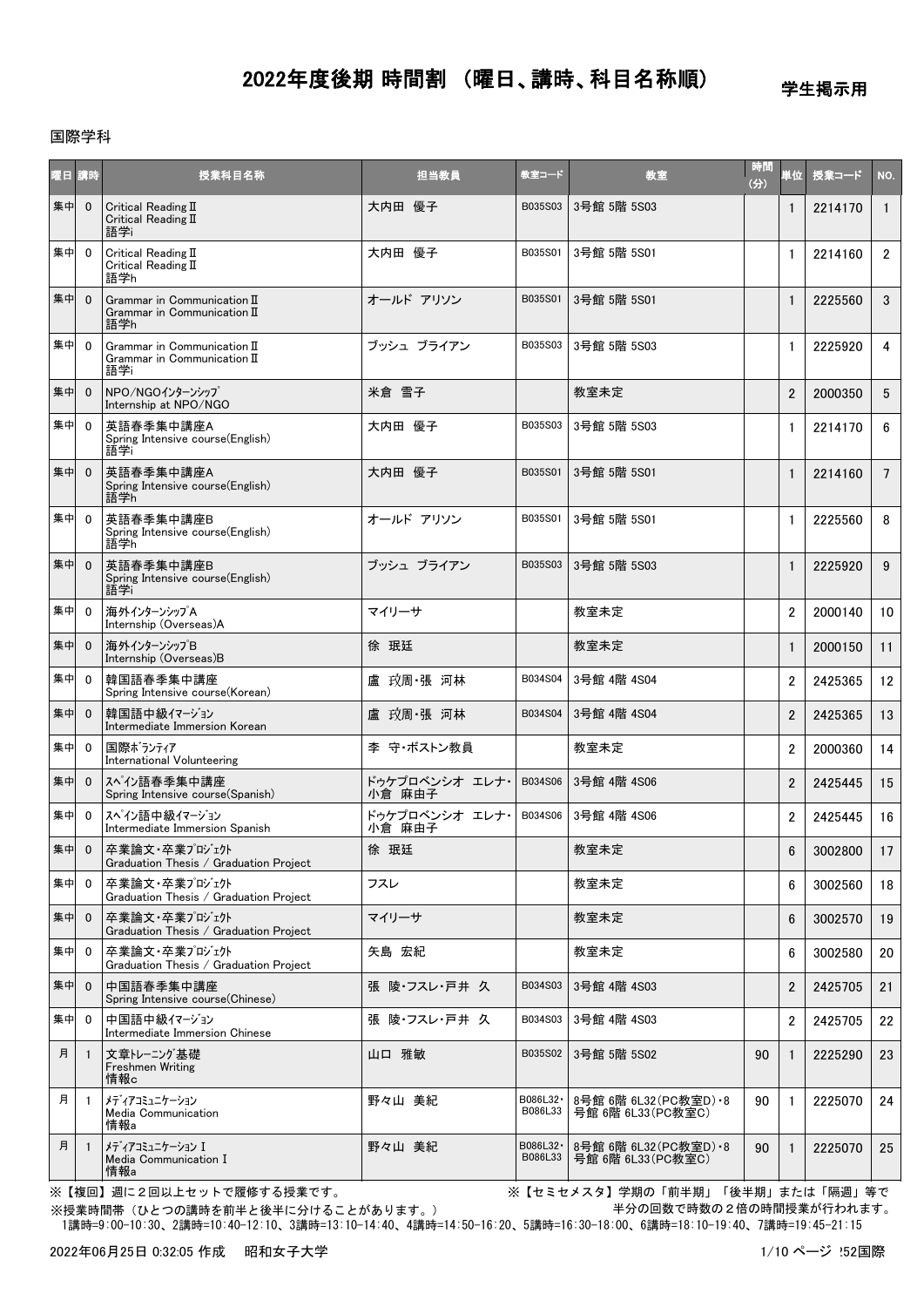# 2022年度後期 時間割 （曜日、講時、科目名称順）

学生掲示用

国際学科

| 曜日 | 講時 | 授業科目名称 | 担当教員 | 教室コード | 教室 | 時間(分) | 単位 | 授業コード | NO. |
|---|---|---|---|---|---|---|---|---|---|
| 集中 | 0 | Critical ReadingⅡ<br>Critical ReadingⅡ<br>語学i | 大内田 優子 | B035S03 | 3号館 5階 5S03 | | 1 | 2214170 | 1 |
| 集中 | 0 | Critical ReadingⅡ<br>Critical ReadingⅡ<br>語学h | 大内田 優子 | B035S01 | 3号館 5階 5S01 | | 1 | 2214160 | 2 |
| 集中 | 0 | Grammar in CommunicationⅡ<br>Grammar in CommunicationⅡ<br>語学h | オールド アリソン | B035S01 | 3号館 5階 5S01 | | 1 | 2225560 | 3 |
| 集中 | 0 | Grammar in CommunicationⅡ<br>Grammar in CommunicationⅡ<br>語学i | ブッシュ ブライアン | B035S03 | 3号館 5階 5S03 | | 1 | 2225920 | 4 |
| 集中 | 0 | NPO/NGOｲﾝﾀｰﾝｼｯﾌﾟ<br>Internship at NPO/NGO | 米倉 雪子 | | 教室未定 | | 2 | 2000350 | 5 |
| 集中 | 0 | 英語春季集中講座A<br>Spring Intensive course(English)<br>語学i | 大内田 優子 | B035S03 | 3号館 5階 5S03 | | 1 | 2214170 | 6 |
| 集中 | 0 | 英語春季集中講座A<br>Spring Intensive course(English)<br>語学h | 大内田 優子 | B035S01 | 3号館 5階 5S01 | | 1 | 2214160 | 7 |
| 集中 | 0 | 英語春季集中講座B<br>Spring Intensive course(English)<br>語学h | オールド アリソン | B035S01 | 3号館 5階 5S01 | | 1 | 2225560 | 8 |
| 集中 | 0 | 英語春季集中講座B<br>Spring Intensive course(English)<br>語学i | ブッシュ ブライアン | B035S03 | 3号館 5階 5S03 | | 1 | 2225920 | 9 |
| 集中 | 0 | 海外ｲﾝﾀｰﾝｼｯﾌﾟA<br>Internship (Overseas)A | マイリーサ | | 教室未定 | | 2 | 2000140 | 10 |
| 集中 | 0 | 海外ｲﾝﾀｰﾝｼｯﾌﾟB<br>Internship (Overseas)B | 徐 珉廷 | | 教室未定 | | 1 | 2000150 | 11 |
| 集中 | 0 | 韓国語春季集中講座<br>Spring Intensive course(Korean) | 盧 玟周・張 河林 | B034S04 | 3号館 4階 4S04 | | 2 | 2425365 | 12 |
| 集中 | 0 | 韓国語中級ｲﾏｰｼﾞｮﾝ<br>Intermediate Immersion Korean | 盧 玟周・張 河林 | B034S04 | 3号館 4階 4S04 | | 2 | 2425365 | 13 |
| 集中 | 0 | 国際ﾎﾞﾗﾝﾃｨｱ<br>International Volunteering | 李 守・ボストン教員 | | 教室未定 | | 2 | 2000360 | 14 |
| 集中 | 0 | ｽﾍﾟｲﾝ語春季集中講座<br>Spring Intensive course(Spanish) | ドゥケプロベンシオ エレナ・小倉 麻由子 | B034S06 | 3号館 4階 4S06 | | 2 | 2425445 | 15 |
| 集中 | 0 | ｽﾍﾟｲﾝ語中級ｲﾏｰｼﾞｮﾝ<br>Intermediate Immersion Spanish | ドゥケプロベンシオ エレナ・小倉 麻由子 | B034S06 | 3号館 4階 4S06 | | 2 | 2425445 | 16 |
| 集中 | 0 | 卒業論文・卒業ﾌﾟﾛｼﾞｪｸﾄ<br>Graduation Thesis / Graduation Project | 徐 珉廷 | | 教室未定 | | 6 | 3002800 | 17 |
| 集中 | 0 | 卒業論文・卒業ﾌﾟﾛｼﾞｪｸﾄ<br>Graduation Thesis / Graduation Project | フスレ | | 教室未定 | | 6 | 3002560 | 18 |
| 集中 | 0 | 卒業論文・卒業ﾌﾟﾛｼﾞｪｸﾄ<br>Graduation Thesis / Graduation Project | マイリーサ | | 教室未定 | | 6 | 3002570 | 19 |
| 集中 | 0 | 卒業論文・卒業ﾌﾟﾛｼﾞｪｸﾄ<br>Graduation Thesis / Graduation Project | 矢島 宏紀 | | 教室未定 | | 6 | 3002580 | 20 |
| 集中 | 0 | 中国語春季集中講座<br>Spring Intensive course(Chinese) | 張 陵・フスレ・戸井 久 | B034S03 | 3号館 4階 4S03 | | 2 | 2425705 | 21 |
| 集中 | 0 | 中国語中級ｲﾏｰｼﾞｮﾝ<br>Intermediate Immersion Chinese | 張 陵・フスレ・戸井 久 | B034S03 | 3号館 4階 4S03 | | 2 | 2425705 | 22 |
| 月 | 1 | 文章ﾄﾚｰﾆﾝｸﾞ基礎<br>Freshmen Writing<br>情報c | 山口 雅敏 | B035S02 | 3号館 5階 5S02 | 90 | 1 | 2225290 | 23 |
| 月 | 1 | ﾒﾃﾞｨｱｺﾐｭﾆｹｰｼｮﾝ<br>Media Communication<br>情報a | 野々山 美紀 | B086L32・B086L33 | 8号館 6階 6L32(PC教室D)・8号館 6階 6L33(PC教室C) | 90 | 1 | 2225070 | 24 |
| 月 | 1 | ﾒﾃﾞｨｱｺﾐｭﾆｹｰｼｮﾝ I<br>Media Communication I<br>情報a | 野々山 美紀 | B086L32・B086L33 | 8号館 6階 6L32(PC教室D)・8号館 6階 6L33(PC教室C) | 90 | 1 | 2225070 | 25 |

※【複回】週に２回以上セットで履修する授業です。

※【セミセメスタ】学期の「前半期」「後半期」または「隔週」等で半分の回数で時数の２倍の時間授業が行われます。

※授業時間帯（ひとつの講時を前半と後半に分けることがあります。）

1講時=9:00-10:30、2講時=10:40-12:10、3講時=13:10-14:40、4講時=14:50-16:20、5講時=16:30-18:00、6講時=18:10-19:40、7講時=19:45-21:15

2022年06月25日 0:32:05 作成　昭和女子大学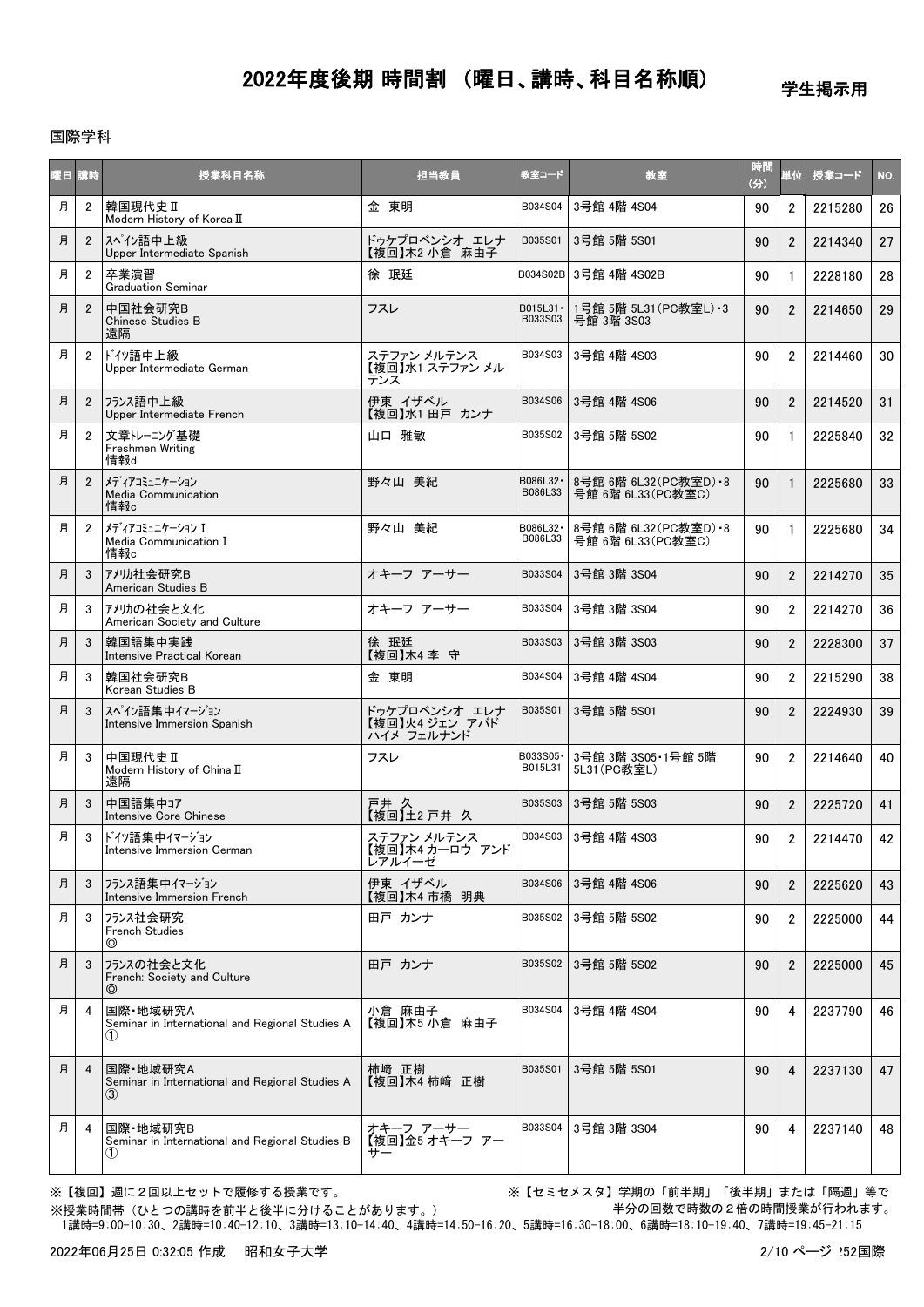# 2022年度後期 時間割 （曜日、講時、科目名称順）

学生掲示用

国際学科

| 曜日 | 講時 | 授業科目名称 | 担当教員 | 教室コード | 教室 | 時間(分) | 単位 | 授業コード | NO. |
|---|---|---|---|---|---|---|---|---|---|
| 月 | 2 | 韓国現代史Ⅱ<br>Modern History of KoreaⅡ | 金 東明 | B034S04 | 3号館 4階 4S04 | 90 | 2 | 2215280 | 26 |
| 月 | 2 | ｽﾍﾟｲﾝ語中上級<br>Upper Intermediate Spanish | ドゥケプロベンシオ エレナ<br>【複回】木2 小倉 麻由子 | B035S01 | 3号館 5階 5S01 | 90 | 2 | 2214340 | 27 |
| 月 | 2 | 卒業演習<br>Graduation Seminar | 徐 珉廷 | B034S02B | 3号館 4階 4S02B | 90 | 1 | 2228180 | 28 |
| 月 | 2 | 中国社会研究B<br>Chinese Studies B<br>遠隔 | フスレ | B015L31・B033S03 | 1号館 5階 5L31(PC教室L)・3号館 3階 3S03 | 90 | 2 | 2214650 | 29 |
| 月 | 2 | ﾄﾞｲﾂ語中上級<br>Upper Intermediate German | ステファン メルテンス<br>【複回】水1 ステファン メルテンス | B034S03 | 3号館 4階 4S03 | 90 | 2 | 2214460 | 30 |
| 月 | 2 | ﾌﾗﾝｽ語中上級<br>Upper Intermediate French | 伊東 イザベル<br>【複回】水1 田戸 カンナ | B034S06 | 3号館 4階 4S06 | 90 | 2 | 2214520 | 31 |
| 月 | 2 | 文章ﾄﾚｰﾆﾝｸﾞ基礎<br>Freshmen Writing<br>情報d | 山口 雅敏 | B035S02 | 3号館 5階 5S02 | 90 | 1 | 2225840 | 32 |
| 月 | 2 | ﾒﾃﾞｨｱｺﾐｭﾆｹｰｼｮﾝ<br>Media Communication<br>情報c | 野々山 美紀 | B086L32・B086L33 | 8号館 6階 6L32(PC教室D)・8号館 6階 6L33(PC教室C) | 90 | 1 | 2225680 | 33 |
| 月 | 2 | ﾒﾃﾞｨｱｺﾐｭﾆｹｰｼｮﾝ Ⅰ<br>Media Communication Ⅰ<br>情報c | 野々山 美紀 | B086L32・B086L33 | 8号館 6階 6L32(PC教室D)・8号館 6階 6L33(PC教室C) | 90 | 1 | 2225680 | 34 |
| 月 | 3 | ｱﾒﾘｶ社会研究B<br>American Studies B | オキーフ アーサー | B033S04 | 3号館 3階 3S04 | 90 | 2 | 2214270 | 35 |
| 月 | 3 | ｱﾒﾘｶの社会と文化<br>American Society and Culture | オキーフ アーサー | B033S04 | 3号館 3階 3S04 | 90 | 2 | 2214270 | 36 |
| 月 | 3 | 韓国語集中実践<br>Intensive Practical Korean | 徐 珉廷<br>【複回】木4 李 守 | B033S03 | 3号館 3階 3S03 | 90 | 2 | 2228300 | 37 |
| 月 | 3 | 韓国社会研究B<br>Korean Studies B | 金 東明 | B034S04 | 3号館 4階 4S04 | 90 | 2 | 2215290 | 38 |
| 月 | 3 | ｽﾍﾟｲﾝ語集中ｲﾏｰｼﾞｮﾝ<br>Intensive Immersion Spanish | ドゥケプロベンシオ エレナ<br>【複回】火4 ジェン アバドハイメ フェルナンド | B035S01 | 3号館 5階 5S01 | 90 | 2 | 2224930 | 39 |
| 月 | 3 | 中国現代史Ⅱ<br>Modern History of China Ⅱ<br>遠隔 | フスレ | B033S05・B015L31 | 3号館 3階 3S05・1号館 5階 5L31(PC教室L) | 90 | 2 | 2214640 | 40 |
| 月 | 3 | 中国語集中ｺｱ<br>Intensive Core Chinese | 戸井 久<br>【複回】土2 戸井 久 | B035S03 | 3号館 5階 5S03 | 90 | 2 | 2225720 | 41 |
| 月 | 3 | ﾄﾞｲﾂ語集中ｲﾏｰｼﾞｮﾝ<br>Intensive Immersion German | ステファン メルテンス<br>【複回】木4 カーロウ アンドレアルイーゼ | B034S03 | 3号館 4階 4S03 | 90 | 2 | 2214470 | 42 |
| 月 | 3 | ﾌﾗﾝｽ語集中ｲﾏｰｼﾞｮﾝ<br>Intensive Immersion French | 伊東 イザベル<br>【複回】木4 市橋 明典 | B034S06 | 3号館 4階 4S06 | 90 | 2 | 2225620 | 43 |
| 月 | 3 | ﾌﾗﾝｽ社会研究<br>French Studies<br>◎ | 田戸 カンナ | B035S02 | 3号館 5階 5S02 | 90 | 2 | 2225000 | 44 |
| 月 | 3 | ﾌﾗﾝｽの社会と文化<br>French: Society and Culture<br>◎ | 田戸 カンナ | B035S02 | 3号館 5階 5S02 | 90 | 2 | 2225000 | 45 |
| 月 | 4 | 国際・地域研究A<br>Seminar in International and Regional Studies A<br>① | 小倉 麻由子<br>【複回】木5 小倉 麻由子 | B034S04 | 3号館 4階 4S04 | 90 | 4 | 2237790 | 46 |
| 月 | 4 | 国際・地域研究A<br>Seminar in International and Regional Studies A<br>③ | 柿崎 正樹<br>【複回】木4 柿崎 正樹 | B035S01 | 3号館 5階 5S01 | 90 | 4 | 2237130 | 47 |
| 月 | 4 | 国際・地域研究B<br>Seminar in International and Regional Studies B<br>① | オキーフ アーサー<br>【複回】金5 オキーフ アーサー | B033S04 | 3号館 3階 3S04 | 90 | 4 | 2237140 | 48 |

※【複回】週に２回以上セットで履修する授業です。

※【セミセメスタ】学期の「前半期」「後半期」または「隔週」等で半分の回数で時数の２倍の時間授業が行われます。

※授業時間帯（ひとつの講時を前半と後半に分けることがあります。）

1講時=9:00-10:30、2講時=10:40-12:10、3講時=13:10-14:40、4講時=14:50-16:20、5講時=16:30-18:00、6講時=18:10-19:40、7講時=19:45-21:15

2022年06月25日 0:32:05 作成　昭和女子大学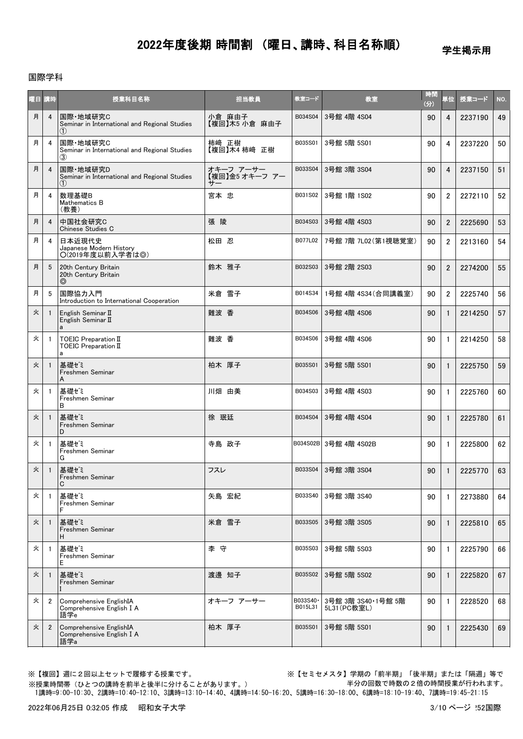# 2022年度後期 時間割 （曜日、講時、科目名称順）

学生掲示用

国際学科

| 曜日 | 講時 | 授業科目名称 | 担当教員 | 教室コード | 教室 | 時間(分) | 単位 | 授業コード | NO. |
|---|---|---|---|---|---|---|---|---|---|
| 月 | 4 | 国際・地域研究C<br>Seminar in International and Regional Studies<br>① | 小倉 麻由子<br>【複回】木5 小倉 麻由子 | B034S04 | 3号館 4階 4S04 | 90 | 4 | 2237190 | 49 |
| 月 | 4 | 国際・地域研究C<br>Seminar in International and Regional Studies<br>③ | 柿﨑 正樹<br>【複回】木4 柿﨑 正樹 | B035S01 | 3号館 5階 5S01 | 90 | 4 | 2237220 | 50 |
| 月 | 4 | 国際・地域研究D<br>Seminar in International and Regional Studies<br>① | オキーフ アーサー<br>【複回】金5 オキーフ アーサー | B033S04 | 3号館 3階 3S04 | 90 | 4 | 2237150 | 51 |
| 月 | 4 | 数理基礎B<br>Mathematics B<br>（教養） | 宮本 忠 | B031S02 | 3号館 1階 1S02 | 90 | 2 | 2272110 | 52 |
| 月 | 4 | 中国社会研究C<br>Chinese Studies C | 張 陵 | B034S03 | 3号館 4階 4S03 | 90 | 2 | 2225690 | 53 |
| 月 | 4 | 日本近現代史<br>Japanese Modern History<br>○(2019年度以前入学者は◎) | 松田 忍 | B077L02 | 7号館 7階 7L02(第1視聴覚室) | 90 | 2 | 2213160 | 54 |
| 月 | 5 | 20th Century Britain<br>20th Century Britain<br>◎ | 鈴木 雅子 | B032S03 | 3号館 2階 2S03 | 90 | 2 | 2274200 | 55 |
| 月 | 5 | 国際協力入門<br>Introduction to International Cooperation | 米倉 雪子 | B014S34 | 1号館 4階 4S34(合同講義室) | 90 | 2 | 2225740 | 56 |
| 火 | 1 | English SeminarⅡ<br>English SeminarⅡ<br>a | 難波 香 | B034S06 | 3号館 4階 4S06 | 90 | 1 | 2214250 | 57 |
| 火 | 1 | TOEIC PreparationⅡ<br>TOEIC PreparationⅡ<br>a | 難波 香 | B034S06 | 3号館 4階 4S06 | 90 | 1 | 2214250 | 58 |
| 火 | 1 | 基礎ｾﾞﾐ<br>Freshmen Seminar<br>A | 柏木 厚子 | B035S01 | 3号館 5階 5S01 | 90 | 1 | 2225750 | 59 |
| 火 | 1 | 基礎ｾﾞﾐ<br>Freshmen Seminar<br>B | 川畑 由美 | B034S03 | 3号館 4階 4S03 | 90 | 1 | 2225760 | 60 |
| 火 | 1 | 基礎ｾﾞﾐ<br>Freshmen Seminar<br>D | 徐 珉廷 | B034S04 | 3号館 4階 4S04 | 90 | 1 | 2225780 | 61 |
| 火 | 1 | 基礎ｾﾞﾐ<br>Freshmen Seminar<br>G | 寺島 政子 | B034S02B | 3号館 4階 4S02B | 90 | 1 | 2225800 | 62 |
| 火 | 1 | 基礎ｾﾞﾐ<br>Freshmen Seminar<br>C | フスレ | B033S04 | 3号館 3階 3S04 | 90 | 1 | 2225770 | 63 |
| 火 | 1 | 基礎ｾﾞﾐ<br>Freshmen Seminar<br>F | 矢島 宏紀 | B033S40 | 3号館 3階 3S40 | 90 | 1 | 2273880 | 64 |
| 火 | 1 | 基礎ｾﾞﾐ<br>Freshmen Seminar<br>H | 米倉 雪子 | B033S05 | 3号館 3階 3S05 | 90 | 1 | 2225810 | 65 |
| 火 | 1 | 基礎ｾﾞﾐ<br>Freshmen Seminar<br>E | 李 守 | B035S03 | 3号館 5階 5S03 | 90 | 1 | 2225790 | 66 |
| 火 | 1 | 基礎ｾﾞﾐ<br>Freshmen Seminar<br>I | 渡邊 知子 | B035S02 | 3号館 5階 5S02 | 90 | 1 | 2225820 | 67 |
| 火 | 2 | Comprehensive EnglishIA<br>Comprehensive English I A<br>語学e | オキーフ アーサー | B033S40・B015L31 | 3号館 3階 3S40・1号館 5階 5L31(PC教室L) | 90 | 1 | 2228520 | 68 |
| 火 | 2 | Comprehensive EnglishIA<br>Comprehensive English I A<br>語学a | 柏木 厚子 | B035S01 | 3号館 5階 5S01 | 90 | 1 | 2225430 | 69 |

※【複回】週に２回以上セットで履修する授業です。

※【セミセメスタ】学期の「前半期」「後半期」または「隔週」等で半分の回数で時数の２倍の時間授業が行われます。

※授業時間帯（ひとつの講時を前半と後半に分けることがあります。）
1講時=9:00-10:30、2講時=10:40-12:10、3講時=13:10-14:40、4講時=14:50-16:20、5講時=16:30-18:00、6講時=18:10-19:40、7講時=19:45-21:15

2022年06月25日 0:32:05 作成　昭和女子大学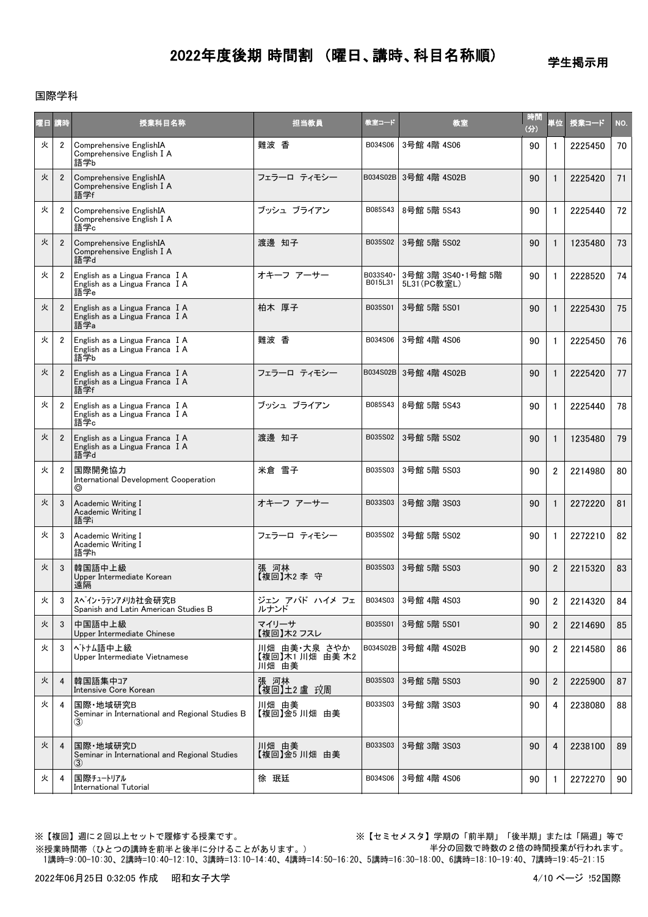# 2022年度後期 時間割 （曜日、講時、科目名称順）

学生掲示用

国際学科

| 曜日 | 講時 | 授業科目名称 | 担当教員 | 教室コード | 教室 | 時間(分) | 単位 | 授業コード | NO. |
|---|---|---|---|---|---|---|---|---|---|
| 火 | 2 | Comprehensive EnglishIA<br>Comprehensive English I A<br>語学b | 難波 香 | B034S06 | 3号館 4階 4S06 | 90 | 1 | 2225450 | 70 |
| 火 | 2 | Comprehensive EnglishIA<br>Comprehensive English I A<br>語学f | フェラーロ ティモシー | B034S02B | 3号館 4階 4S02B | 90 | 1 | 2225420 | 71 |
| 火 | 2 | Comprehensive EnglishIA<br>Comprehensive English I A<br>語学c | ブッシュ ブライアン | B085S43 | 8号館 5階 5S43 | 90 | 1 | 2225440 | 72 |
| 火 | 2 | Comprehensive EnglishIA<br>Comprehensive English I A<br>語学d | 渡邊 知子 | B035S02 | 3号館 5階 5S02 | 90 | 1 | 1235480 | 73 |
| 火 | 2 | English as a Lingua Franca I A<br>English as a Lingua Franca I A<br>語学e | オキーフ アーサー | B033S40・B015L31 | 3号館 3階 3S40・1号館 5階 5L31(PC教室L) | 90 | 1 | 2228520 | 74 |
| 火 | 2 | English as a Lingua Franca I A<br>English as a Lingua Franca I A<br>語学a | 柏木 厚子 | B035S01 | 3号館 5階 5S01 | 90 | 1 | 2225430 | 75 |
| 火 | 2 | English as a Lingua Franca I A<br>English as a Lingua Franca I A<br>語学b | 難波 香 | B034S06 | 3号館 4階 4S06 | 90 | 1 | 2225450 | 76 |
| 火 | 2 | English as a Lingua Franca I A<br>English as a Lingua Franca I A<br>語学f | フェラーロ ティモシー | B034S02B | 3号館 4階 4S02B | 90 | 1 | 2225420 | 77 |
| 火 | 2 | English as a Lingua Franca I A<br>English as a Lingua Franca I A<br>語学c | ブッシュ ブライアン | B085S43 | 8号館 5階 5S43 | 90 | 1 | 2225440 | 78 |
| 火 | 2 | English as a Lingua Franca I A<br>English as a Lingua Franca I A<br>語学d | 渡邊 知子 | B035S02 | 3号館 5階 5S02 | 90 | 1 | 1235480 | 79 |
| 火 | 2 | 国際開発協力<br>International Development Cooperation<br>◎ | 米倉 雪子 | B035S03 | 3号館 5階 5S03 | 90 | 2 | 2214980 | 80 |
| 火 | 3 | Academic Writing I<br>Academic Writing I<br>語学i | オキーフ アーサー | B033S03 | 3号館 3階 3S03 | 90 | 1 | 2272220 | 81 |
| 火 | 3 | Academic Writing I<br>Academic Writing I<br>語学h | フェラーロ ティモシー | B035S02 | 3号館 5階 5S02 | 90 | 1 | 2272210 | 82 |
| 火 | 3 | 韓国語中上級<br>Upper Intermediate Korean<br>遠隔 | 張 河林<br>【複回】木2 李 守 | B035S03 | 3号館 5階 5S03 | 90 | 2 | 2215320 | 83 |
| 火 | 3 | ｽﾍﾟｲﾝ・ﾗﾃﾝｱﾒﾘｶ社会研究B<br>Spanish and Latin American Studies B | ジェン アバド ハイメ フェルナンド | B034S03 | 3号館 4階 4S03 | 90 | 2 | 2214320 | 84 |
| 火 | 3 | 中国語中上級<br>Upper Intermediate Chinese | マイリーサ<br>【複回】木2 フスレ | B035S01 | 3号館 5階 5S01 | 90 | 2 | 2214690 | 85 |
| 火 | 3 | ﾍﾞﾄﾅﾑ語中上級<br>Upper Intermediate Vietnamese | 川畑 由美・大泉 さやか<br>【複回】木1 川畑 由美 木2 川畑 由美 | B034S02B | 3号館 4階 4S02B | 90 | 2 | 2214580 | 86 |
| 火 | 4 | 韓国語集中ｺｱ<br>Intensive Core Korean | 張 河林<br>【複回】土2 盧 玟周 | B035S03 | 3号館 5階 5S03 | 90 | 2 | 2225900 | 87 |
| 火 | 4 | 国際・地域研究B<br>Seminar in International and Regional Studies B<br>③ | 川畑 由美<br>【複回】金5 川畑 由美 | B033S03 | 3号館 3階 3S03 | 90 | 4 | 2238080 | 88 |
| 火 | 4 | 国際・地域研究D<br>Seminar in International and Regional Studies<br>③ | 川畑 由美<br>【複回】金5 川畑 由美 | B033S03 | 3号館 3階 3S03 | 90 | 4 | 2238100 | 89 |
| 火 | 4 | 国際ﾁｭｰﾄﾘｱﾙ<br>International Tutorial | 徐 珉廷 | B034S06 | 3号館 4階 4S06 | 90 | 1 | 2272270 | 90 |

※【複回】週に２回以上セットで履修する授業です。
※【セミセメスタ】学期の「前半期」「後半期」または「隔週」等で半分の回数で時数の２倍の時間授業が行われます。
※授業時間帯（ひとつの講時を前半と後半に分けることがあります。）
1講時=9:00-10:30、2講時=10:40-12:10、3講時=13:10-14:40、4講時=14:50-16:20、5講時=16:30-18:00、6講時=18:10-19:40、7講時=19:45-21:15

2022年06月25日 0:32:05 作成　昭和女子大学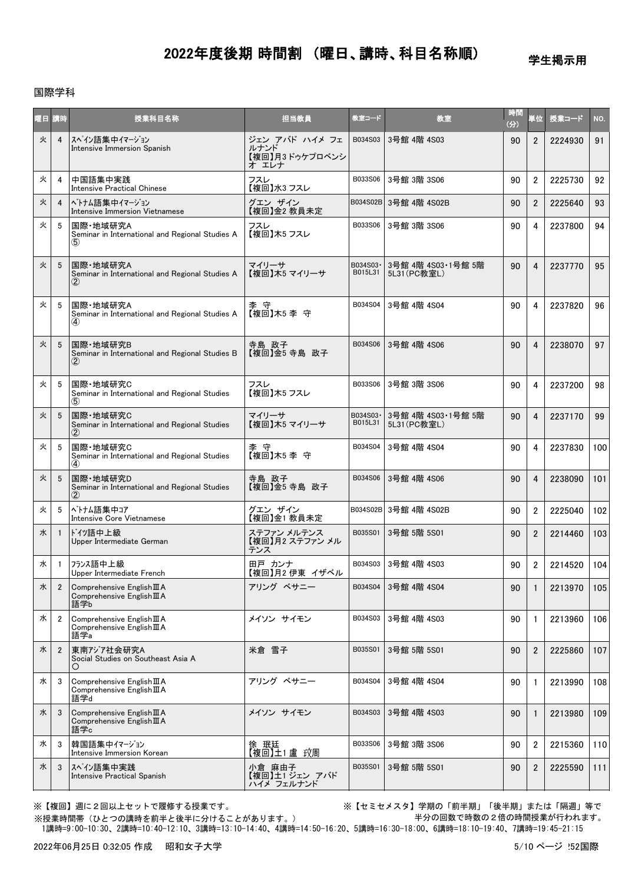# 2022年度後期 時間割 （曜日、講時、科目名称順）

学生掲示用

国際学科

| 曜日 | 講時 | 授業科目名称 | 担当教員 | 教室コード | 教室 | 時間(分) | 単位 | 授業コード | NO. |
|---|---|---|---|---|---|---|---|---|---|
| 火 | 4 | ｽﾍﾟｲﾝ語集中ｲﾏｰｼﾞｮﾝ<br>Intensive Immersion Spanish | ジェン アバド ハイメ フェルナンド<br>【複回】月3 ドゥケプロベンシオ エレナ | B034S03 | 3号館 4階 4S03 | 90 | 2 | 2224930 | 91 |
| 火 | 4 | 中国語集中実践<br>Intensive Practical Chinese | フスレ<br>【複回】水3 フスレ | B033S06 | 3号館 3階 3S06 | 90 | 2 | 2225730 | 92 |
| 火 | 4 | ﾍﾞﾄﾅﾑ語集中ｲﾏｰｼﾞｮﾝ<br>Intensive Immersion Vietnamese | グエン ザイン<br>【複回】金2 教員未定 | B034S02B | 3号館 4階 4S02B | 90 | 2 | 2225640 | 93 |
| 火 | 5 | 国際・地域研究A<br>Seminar in International and Regional Studies A<br>⑤ | フスレ<br>【複回】木5 フスレ | B033S06 | 3号館 3階 3S06 | 90 | 4 | 2237800 | 94 |
| 火 | 5 | 国際・地域研究A<br>Seminar in International and Regional Studies A<br>② | マイリーサ<br>【複回】木5 マイリーサ | B034S03・B015L31 | 3号館 4階 4S03・1号館 5階 5L31（PC教室L） | 90 | 4 | 2237770 | 95 |
| 火 | 5 | 国際・地域研究A<br>Seminar in International and Regional Studies A<br>④ | 李 守<br>【複回】木5 李 守 | B034S04 | 3号館 4階 4S04 | 90 | 4 | 2237820 | 96 |
| 火 | 5 | 国際・地域研究B<br>Seminar in International and Regional Studies B<br>② | 寺島 政子<br>【複回】金5 寺島 政子 | B034S06 | 3号館 4階 4S06 | 90 | 4 | 2238070 | 97 |
| 火 | 5 | 国際・地域研究C<br>Seminar in International and Regional Studies<br>⑤ | フスレ<br>【複回】木5 フスレ | B033S06 | 3号館 3階 3S06 | 90 | 4 | 2237200 | 98 |
| 火 | 5 | 国際・地域研究C<br>Seminar in International and Regional Studies<br>② | マイリーサ<br>【複回】木5 マイリーサ | B034S03・B015L31 | 3号館 4階 4S03・1号館 5階 5L31（PC教室L） | 90 | 4 | 2237170 | 99 |
| 火 | 5 | 国際・地域研究C<br>Seminar in International and Regional Studies<br>④ | 李 守<br>【複回】木5 李 守 | B034S04 | 3号館 4階 4S04 | 90 | 4 | 2237830 | 100 |
| 火 | 5 | 国際・地域研究D<br>Seminar in International and Regional Studies<br>② | 寺島 政子<br>【複回】金5 寺島 政子 | B034S06 | 3号館 4階 4S06 | 90 | 4 | 2238090 | 101 |
| 火 | 5 | ﾍﾞﾄﾅﾑ語集中ｺｱ<br>Intensive Core Vietnamese | グエン ザイン<br>【複回】金1 教員未定 | B034S02B | 3号館 4階 4S02B | 90 | 2 | 2225040 | 102 |
| 水 | 1 | ﾄﾞｲﾂ語中上級<br>Upper Intermediate German | ステファン メルテンス<br>【複回】月2 ステファン メルテンス | B035S01 | 3号館 5階 5S01 | 90 | 2 | 2214460 | 103 |
| 水 | 1 | ﾌﾗﾝｽ語中上級<br>Upper Intermediate French | 田戸 カンナ<br>【複回】月2 伊東 イザベル | B034S03 | 3号館 4階 4S03 | 90 | 2 | 2214520 | 104 |
| 水 | 2 | Comprehensive EnglishⅢA<br>Comprehensive EnglishⅢA<br>語学b | アリング ベサニー | B034S04 | 3号館 4階 4S04 | 90 | 1 | 2213970 | 105 |
| 水 | 2 | Comprehensive EnglishⅢA<br>Comprehensive EnglishⅢA<br>語学a | メイソン サイモン | B034S03 | 3号館 4階 4S03 | 90 | 1 | 2213960 | 106 |
| 水 | 2 | 東南ｱｼﾞｱ社会研究A<br>Social Studies on Southeast Asia A<br>○ | 米倉 雪子 | B035S01 | 3号館 5階 5S01 | 90 | 2 | 2225860 | 107 |
| 水 | 3 | Comprehensive EnglishⅢA<br>Comprehensive EnglishⅢA<br>語学d | アリング ベサニー | B034S04 | 3号館 4階 4S04 | 90 | 1 | 2213990 | 108 |
| 水 | 3 | Comprehensive EnglishⅢA<br>Comprehensive EnglishⅢA<br>語学c | メイソン サイモン | B034S03 | 3号館 4階 4S03 | 90 | 1 | 2213980 | 109 |
| 水 | 3 | 韓国語集中ｲﾏｰｼﾞｮﾝ<br>Intensive Immersion Korean | 徐 珉廷<br>【複回】土1 盧 玟周 | B033S06 | 3号館 3階 3S06 | 90 | 2 | 2215360 | 110 |
| 水 | 3 | ｽﾍﾟｲﾝ語集中実践<br>Intensive Practical Spanish | 小倉 麻由子<br>【複回】土1 ジェン アバド ハイメ フェルナンド | B035S01 | 3号館 5階 5S01 | 90 | 2 | 2225590 | 111 |

※【複回】週に２回以上セットで履修する授業です。

※【セミセメスタ】学期の「前半期」「後半期」または「隔週」等で半分の回数で時数の２倍の時間授業が行われます。

※授業時間帯（ひとつの講時を前半と後半に分けることがあります。）
1講時=9:00-10:30、2講時=10:40-12:10、3講時=13:10-14:40、4講時=14:50-16:20、5講時=16:30-18:00、6講時=18:10-19:40、7講時=19:45-21:15

2022年06月25日 0:32:05 作成　昭和女子大学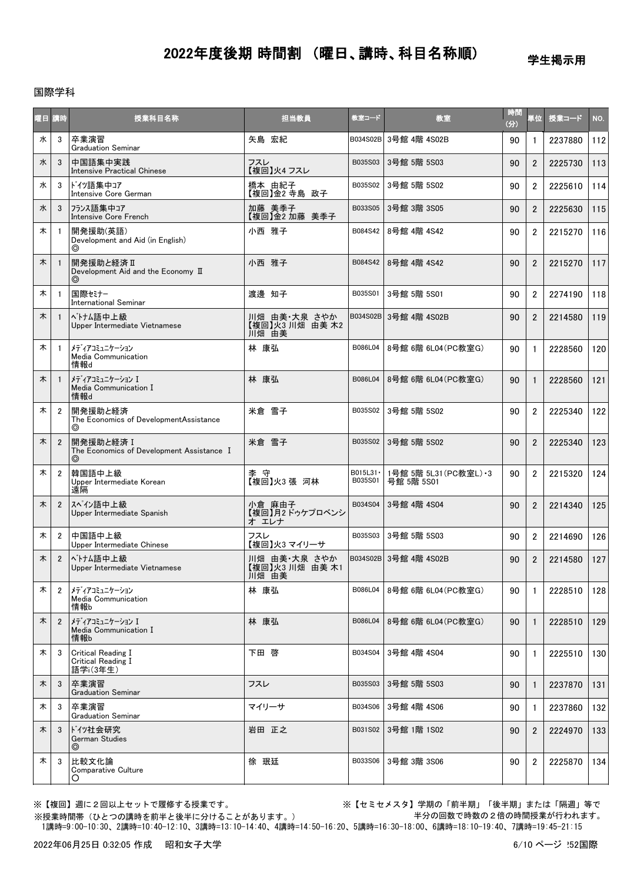# 2022年度後期 時間割 （曜日、講時、科目名称順）

学生掲示用

国際学科

| 曜日 | 講時 | 授業科目名称 | 担当教員 | 教室コード | 教室 | 時間(分) | 単位 | 授業コード | NO. |
|---|---|---|---|---|---|---|---|---|---|
| 水 | 3 | 卒業演習<br>Graduation Seminar | 矢島 宏紀 | B034S02B | 3号館 4階 4S02B | 90 | 1 | 2237880 | 112 |
| 水 | 3 | 中国語集中実践<br>Intensive Practical Chinese | フスレ<br>【複回】火4 フスレ | B035S03 | 3号館 5階 5S03 | 90 | 2 | 2225730 | 113 |
| 水 | 3 | ﾄﾞｲﾂ語集中ｺｱ<br>Intensive Core German | 橋本 由紀子<br>【複回】金2 寺島 政子 | B035S02 | 3号館 5階 5S02 | 90 | 2 | 2225610 | 114 |
| 水 | 3 | ﾌﾗﾝｽ語集中ｺｱ<br>Intensive Core French | 加藤 美季子<br>【複回】金2 加藤 美季子 | B033S05 | 3号館 3階 3S05 | 90 | 2 | 2225630 | 115 |
| 木 | 1 | 開発援助(英語)<br>Development and Aid (in English)<br>◎ | 小西 雅子 | B084S42 | 8号館 4階 4S42 | 90 | 2 | 2215270 | 116 |
| 木 | 1 | 開発援助と経済Ⅱ<br>Development Aid and the Economy Ⅱ<br>◎ | 小西 雅子 | B084S42 | 8号館 4階 4S42 | 90 | 2 | 2215270 | 117 |
| 木 | 1 | 国際ｾﾐﾅｰ<br>International Seminar | 渡邊 知子 | B035S01 | 3号館 5階 5S01 | 90 | 2 | 2274190 | 118 |
| 木 | 1 | ﾍﾞﾄﾅﾑ語中上級<br>Upper Intermediate Vietnamese | 川畑 由美･大泉 さやか<br>【複回】火3 川畑 由美 木2 川畑 由美 | B034S02B | 3号館 4階 4S02B | 90 | 2 | 2214580 | 119 |
| 木 | 1 | ﾒﾃﾞｨｱｺﾐｭﾆｹｰｼｮﾝ<br>Media Communication<br>情報d | 林 康弘 | B086L04 | 8号館 6階 6L04(PC教室G) | 90 | 1 | 2228560 | 120 |
| 木 | 1 | ﾒﾃﾞｨｱｺﾐｭﾆｹｰｼｮﾝⅠ<br>Media Communication Ⅰ<br>情報d | 林 康弘 | B086L04 | 8号館 6階 6L04(PC教室G) | 90 | 1 | 2228560 | 121 |
| 木 | 2 | 開発援助と経済<br>The Economics of DevelopmentAssistance<br>◎ | 米倉 雪子 | B035S02 | 3号館 5階 5S02 | 90 | 2 | 2225340 | 122 |
| 木 | 2 | 開発援助と経済Ⅰ<br>The Economics of Development Assistance Ⅰ<br>◎ | 米倉 雪子 | B035S02 | 3号館 5階 5S02 | 90 | 2 | 2225340 | 123 |
| 木 | 2 | 韓国語中上級<br>Upper Intermediate Korean<br>遠隔 | 李 守<br>【複回】火3 張 河林 | B015L31･B035S01 | 1号館 5階 5L31(PC教室L)･3号館 5階 5S01 | 90 | 2 | 2215320 | 124 |
| 木 | 2 | ｽﾍﾟｲﾝ語中上級<br>Upper Intermediate Spanish | 小倉 麻由子<br>【複回】月2 ドゥケプロベンシオ エレナ | B034S04 | 3号館 4階 4S04 | 90 | 2 | 2214340 | 125 |
| 木 | 2 | 中国語中上級<br>Upper Intermediate Chinese | フスレ<br>【複回】火3 マイリーサ | B035S03 | 3号館 5階 5S03 | 90 | 2 | 2214690 | 126 |
| 木 | 2 | ﾍﾞﾄﾅﾑ語中上級<br>Upper Intermediate Vietnamese | 川畑 由美･大泉 さやか<br>【複回】火3 川畑 由美 木1 川畑 由美 | B034S02B | 3号館 4階 4S02B | 90 | 2 | 2214580 | 127 |
| 木 | 2 | ﾒﾃﾞｨｱｺﾐｭﾆｹｰｼｮﾝ<br>Media Communication<br>情報b | 林 康弘 | B086L04 | 8号館 6階 6L04(PC教室G) | 90 | 1 | 2228510 | 128 |
| 木 | 2 | ﾒﾃﾞｨｱｺﾐｭﾆｹｰｼｮﾝⅠ<br>Media Communication Ⅰ<br>情報b | 林 康弘 | B086L04 | 8号館 6階 6L04(PC教室G) | 90 | 1 | 2228510 | 129 |
| 木 | 3 | Critical Reading Ⅰ<br>Critical Reading Ⅰ<br>語学i(3年生) | 下田 啓 | B034S04 | 3号館 4階 4S04 | 90 | 1 | 2225510 | 130 |
| 木 | 3 | 卒業演習<br>Graduation Seminar | フスレ | B035S03 | 3号館 5階 5S03 | 90 | 1 | 2237870 | 131 |
| 木 | 3 | 卒業演習<br>Graduation Seminar | マイリーサ | B034S06 | 3号館 4階 4S06 | 90 | 1 | 2237860 | 132 |
| 木 | 3 | ﾄﾞｲﾂ社会研究<br>German Studies<br>◎ | 岩田 正之 | B031S02 | 3号館 1階 1S02 | 90 | 2 | 2224970 | 133 |
| 木 | 3 | 比較文化論<br>Comparative Culture<br>○ | 徐 珉廷 | B033S06 | 3号館 3階 3S06 | 90 | 2 | 2225870 | 134 |

※【複回】週に２回以上セットで履修する授業です。

※【セミセメスタ】学期の「前半期」「後半期」または「隔週」等で半分の回数で時数の２倍の時間授業が行われます。

※授業時間帯（ひとつの講時を前半と後半に分けることがあります。）

1講時=9:00-10:30、2講時=10:40-12:10、3講時=13:10-14:40、4講時=14:50-16:20、5講時=16:30-18:00、6講時=18:10-19:40、7講時=19:45-21:15

2022年06月25日 0:32:05 作成　昭和女子大学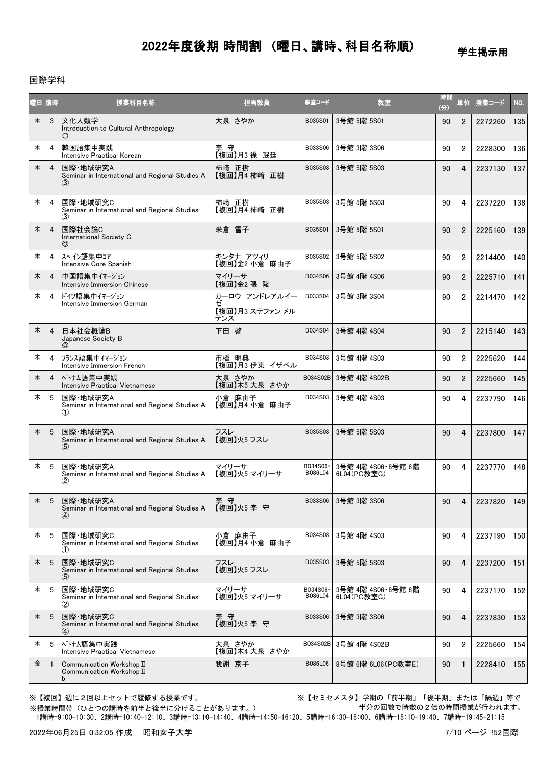# 2022年度後期 時間割 （曜日、講時、科目名称順）

学生掲示用

国際学科

| 曜日 | 講時 | 授業科目名称 | 担当教員 | 教室コード | 教室 | 時間(分) | 単位 | 授業コード | NO. |
|---|---|---|---|---|---|---|---|---|---|
| 木 | 3 | 文化人類学<br>Introduction to Cultural Anthropology<br>○ | 大泉 さやか | B035S01 | 3号館 5階 5S01 | 90 | 2 | 2272260 | 135 |
| 木 | 4 | 韓国語集中実践<br>Intensive Practical Korean | 李 守<br>【複回】月3 徐 珉廷 | B033S06 | 3号館 3階 3S06 | 90 | 2 | 2228300 | 136 |
| 木 | 4 | 国際・地域研究A<br>Seminar in International and Regional Studies A<br>③ | 柿崎 正樹<br>【複回】月4 柿崎 正樹 | B035S03 | 3号館 5階 5S03 | 90 | 4 | 2237130 | 137 |
| 木 | 4 | 国際・地域研究C<br>Seminar in International and Regional Studies<br>③ | 柿崎 正樹<br>【複回】月4 柿崎 正樹 | B035S03 | 3号館 5階 5S03 | 90 | 4 | 2237220 | 138 |
| 木 | 4 | 国際社会論C<br>International Society C<br>◎ | 米倉 雪子 | B035S01 | 3号館 5階 5S01 | 90 | 2 | 2225160 | 139 |
| 木 | 4 | ｽﾍﾟｲﾝ語集中ｺｱ<br>Intensive Core Spanish | キンタナ アツィリ<br>【複回】金2 小倉 麻由子 | B035S02 | 3号館 5階 5S02 | 90 | 2 | 2214400 | 140 |
| 木 | 4 | 中国語集中ｲﾏｰｼﾞｮﾝ<br>Intensive Immersion Chinese | マイリーサ<br>【複回】金2 張 陵 | B034S06 | 3号館 4階 4S06 | 90 | 2 | 2225710 | 141 |
| 木 | 4 | ﾄﾞｲﾂ語集中ｲﾏｰｼﾞｮﾝ<br>Intensive Immersion German | カーロウ アンドレアルイーゼ<br>【複回】月3 ステファン メルテンス | B033S04 | 3号館 3階 3S04 | 90 | 2 | 2214470 | 142 |
| 木 | 4 | 日本社会概論B<br>Japanese Society B<br>◎ | 下田 啓 | B034S04 | 3号館 4階 4S04 | 90 | 2 | 2215140 | 143 |
| 木 | 4 | ﾌﾗﾝｽ語集中ｲﾏｰｼﾞｮﾝ<br>Intensive Immersion French | 市橋 明典<br>【複回】月3 伊東 イザベル | B034S03 | 3号館 4階 4S03 | 90 | 2 | 2225620 | 144 |
| 木 | 4 | ﾍﾞﾄﾅﾑ語集中実践<br>Intensive Practical Vietnamese | 大泉 さやか<br>【複回】木5 大泉 さやか | B034S02B | 3号館 4階 4S02B | 90 | 2 | 2225660 | 145 |
| 木 | 5 | 国際・地域研究A<br>Seminar in International and Regional Studies A<br>① | 小倉 麻由子<br>【複回】月4 小倉 麻由子 | B034S03 | 3号館 4階 4S03 | 90 | 4 | 2237790 | 146 |
| 木 | 5 | 国際・地域研究A<br>Seminar in International and Regional Studies A<br>⑤ | フスレ<br>【複回】火5 フスレ | B035S03 | 3号館 5階 5S03 | 90 | 4 | 2237800 | 147 |
| 木 | 5 | 国際・地域研究A<br>Seminar in International and Regional Studies A<br>② | マイリーサ<br>【複回】火5 マイリーサ | B034S06・B086L04 | 3号館 4階 4S06・8号館 6階 6L04(PC教室G) | 90 | 4 | 2237770 | 148 |
| 木 | 5 | 国際・地域研究A<br>Seminar in International and Regional Studies A<br>④ | 李 守<br>【複回】火5 李 守 | B033S06 | 3号館 3階 3S06 | 90 | 4 | 2237820 | 149 |
| 木 | 5 | 国際・地域研究C<br>Seminar in International and Regional Studies<br>① | 小倉 麻由子<br>【複回】月4 小倉 麻由子 | B034S03 | 3号館 4階 4S03 | 90 | 4 | 2237190 | 150 |
| 木 | 5 | 国際・地域研究C<br>Seminar in International and Regional Studies<br>⑤ | フスレ<br>【複回】火5 フスレ | B035S03 | 3号館 5階 5S03 | 90 | 4 | 2237200 | 151 |
| 木 | 5 | 国際・地域研究C<br>Seminar in International and Regional Studies<br>② | マイリーサ<br>【複回】火5 マイリーサ | B034S06・B086L04 | 3号館 4階 4S06・8号館 6階 6L04(PC教室G) | 90 | 4 | 2237170 | 152 |
| 木 | 5 | 国際・地域研究C<br>Seminar in International and Regional Studies<br>④ | 李 守<br>【複回】火5 李 守 | B033S06 | 3号館 3階 3S06 | 90 | 4 | 2237830 | 153 |
| 木 | 5 | ﾍﾞﾄﾅﾑ語集中実践<br>Intensive Practical Vietnamese | 大泉 さやか<br>【複回】木4 大泉 さやか | B034S02B | 3号館 4階 4S02B | 90 | 2 | 2225660 | 154 |
| 金 | 1 | Communication Workshop Ⅱ<br>Communication Workshop Ⅱ<br>b | 我謝 京子 | B086L06 | 8号館 6階 6L06(PC教室E) | 90 | 1 | 2228410 | 155 |

※【複回】週に２回以上セットで履修する授業です。

※【セミセメスタ】学期の「前半期」「後半期」または「隔週」等で半分の回数で時数の２倍の時間授業が行われます。

※授業時間帯（ひとつの講時を前半と後半に分けることがあります。）

1講時=9:00-10:30、2講時=10:40-12:10、3講時=13:10-14:40、4講時=14:50-16:20、5講時=16:30-18:00、6講時=18:10-19:40、7講時=19:45-21:15

2022年06月25日 0:32:05 作成　昭和女子大学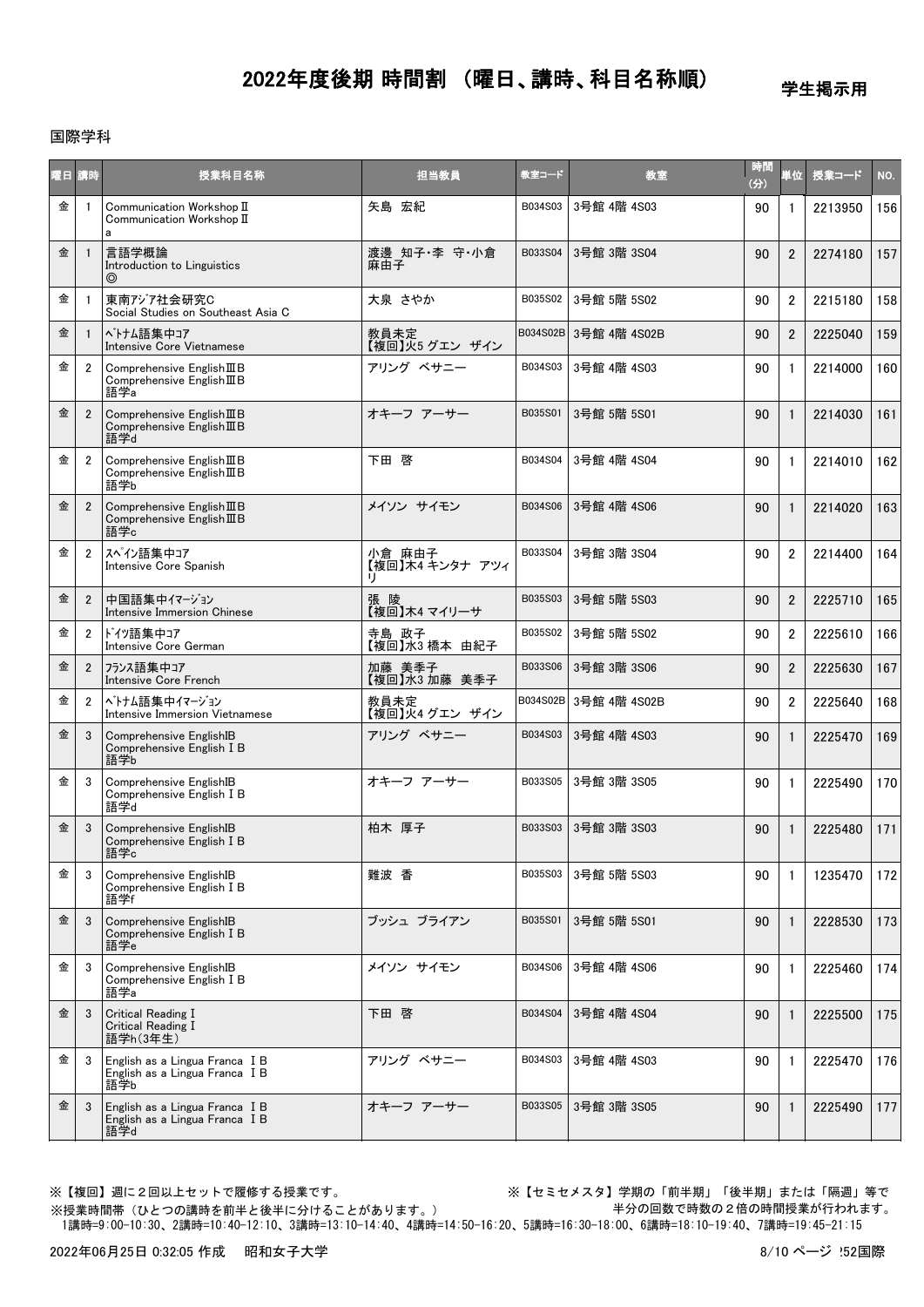# 2022年度後期 時間割 （曜日、講時、科目名称順）

学生掲示用

国際学科

| 曜日 | 講時 | 授業科目名称 | 担当教員 | 教室コード | 教室 | 時間(分) | 単位 | 授業コード | NO. |
|---|---|---|---|---|---|---|---|---|---|
| 金 | 1 | Communication Workshop Ⅱ<br>Communication Workshop Ⅱ<br>a | 矢島 宏紀 | B034S03 | 3号館 4階 4S03 | 90 | 1 | 2213950 | 156 |
| 金 | 1 | 言語学概論<br>Introduction to Linguistics<br>◎ | 渡邊 知子･李 守･小倉 麻由子 | B033S04 | 3号館 3階 3S04 | 90 | 2 | 2274180 | 157 |
| 金 | 1 | 東南ｱｼﾞｱ社会研究C<br>Social Studies on Southeast Asia C | 大泉 さやか | B035S02 | 3号館 5階 5S02 | 90 | 2 | 2215180 | 158 |
| 金 | 1 | ﾍﾞﾄﾅﾑ語集中ｺｱ<br>Intensive Core Vietnamese | 教員未定<br>【複回】火5 グエン ザイン | B034S02B | 3号館 4階 4S02B | 90 | 2 | 2225040 | 159 |
| 金 | 2 | Comprehensive EnglishⅢB<br>Comprehensive EnglishⅢB<br>語学a | アリング ベサニー | B034S03 | 3号館 4階 4S03 | 90 | 1 | 2214000 | 160 |
| 金 | 2 | Comprehensive EnglishⅢB<br>Comprehensive EnglishⅢB<br>語学d | オキーフ アーサー | B035S01 | 3号館 5階 5S01 | 90 | 1 | 2214030 | 161 |
| 金 | 2 | Comprehensive EnglishⅢB<br>Comprehensive EnglishⅢB<br>語学b | 下田 啓 | B034S04 | 3号館 4階 4S04 | 90 | 1 | 2214010 | 162 |
| 金 | 2 | Comprehensive EnglishⅢB<br>Comprehensive EnglishⅢB<br>語学c | メイソン サイモン | B034S06 | 3号館 4階 4S06 | 90 | 1 | 2214020 | 163 |
| 金 | 2 | ｽﾍﾟｲﾝ語集中ｺｱ<br>Intensive Core Spanish | 小倉 麻由子<br>【複回】木4 キンタナ アツィリ | B033S04 | 3号館 3階 3S04 | 90 | 2 | 2214400 | 164 |
| 金 | 2 | 中国語集中ｲﾏｰｼﾞｮﾝ<br>Intensive Immersion Chinese | 張 陵<br>【複回】木4 マイリーサ | B035S03 | 3号館 5階 5S03 | 90 | 2 | 2225710 | 165 |
| 金 | 2 | ﾄﾞｲﾂ語集中ｺｱ<br>Intensive Core German | 寺島 政子<br>【複回】水3 橋本 由紀子 | B035S02 | 3号館 5階 5S02 | 90 | 2 | 2225610 | 166 |
| 金 | 2 | ﾌﾗﾝｽ語集中ｺｱ<br>Intensive Core French | 加藤 美季子<br>【複回】水3 加藤 美季子 | B033S06 | 3号館 3階 3S06 | 90 | 2 | 2225630 | 167 |
| 金 | 2 | ﾍﾞﾄﾅﾑ語集中ｲﾏｰｼﾞｮﾝ<br>Intensive Immersion Vietnamese | 教員未定<br>【複回】火4 グエン ザイン | B034S02B | 3号館 4階 4S02B | 90 | 2 | 2225640 | 168 |
| 金 | 3 | Comprehensive EnglishⅠB<br>Comprehensive English Ⅰ B<br>語学b | アリング ベサニー | B034S03 | 3号館 4階 4S03 | 90 | 1 | 2225470 | 169 |
| 金 | 3 | Comprehensive EnglishⅠB<br>Comprehensive English Ⅰ B<br>語学d | オキーフ アーサー | B033S05 | 3号館 3階 3S05 | 90 | 1 | 2225490 | 170 |
| 金 | 3 | Comprehensive EnglishⅠB<br>Comprehensive English Ⅰ B<br>語学c | 柏木 厚子 | B033S03 | 3号館 3階 3S03 | 90 | 1 | 2225480 | 171 |
| 金 | 3 | Comprehensive EnglishⅠB<br>Comprehensive English Ⅰ B<br>語学f | 難波 香 | B035S03 | 3号館 5階 5S03 | 90 | 1 | 1235470 | 172 |
| 金 | 3 | Comprehensive EnglishⅠB<br>Comprehensive English Ⅰ B<br>語学e | ブッシュ ブライアン | B035S01 | 3号館 5階 5S01 | 90 | 1 | 2228530 | 173 |
| 金 | 3 | Comprehensive EnglishⅠB<br>Comprehensive English Ⅰ B<br>語学a | メイソン サイモン | B034S06 | 3号館 4階 4S06 | 90 | 1 | 2225460 | 174 |
| 金 | 3 | Critical Reading Ⅰ<br>Critical Reading Ⅰ<br>語学h(3年生) | 下田 啓 | B034S04 | 3号館 4階 4S04 | 90 | 1 | 2225500 | 175 |
| 金 | 3 | English as a Lingua Franca ⅠB<br>English as a Lingua Franca ⅠB<br>語学b | アリング ベサニー | B034S03 | 3号館 4階 4S03 | 90 | 1 | 2225470 | 176 |
| 金 | 3 | English as a Lingua Franca ⅠB<br>English as a Lingua Franca ⅠB<br>語学d | オキーフ アーサー | B033S05 | 3号館 3階 3S05 | 90 | 1 | 2225490 | 177 |

※【複回】週に２回以上セットで履修する授業です。

※【セミセメスタ】学期の「前半期」「後半期」または「隔週」等で半分の回数で時数の２倍の時間授業が行われます。

※授業時間帯（ひとつの講時を前半と後半に分けることがあります。）
1講時=9:00-10:30、2講時=10:40-12:10、3講時=13:10-14:40、4講時=14:50-16:20、5講時=16:30-18:00、6講時=18:10-19:40、7講時=19:45-21:15

2022年06月25日 0:32:05 作成 昭和女子大学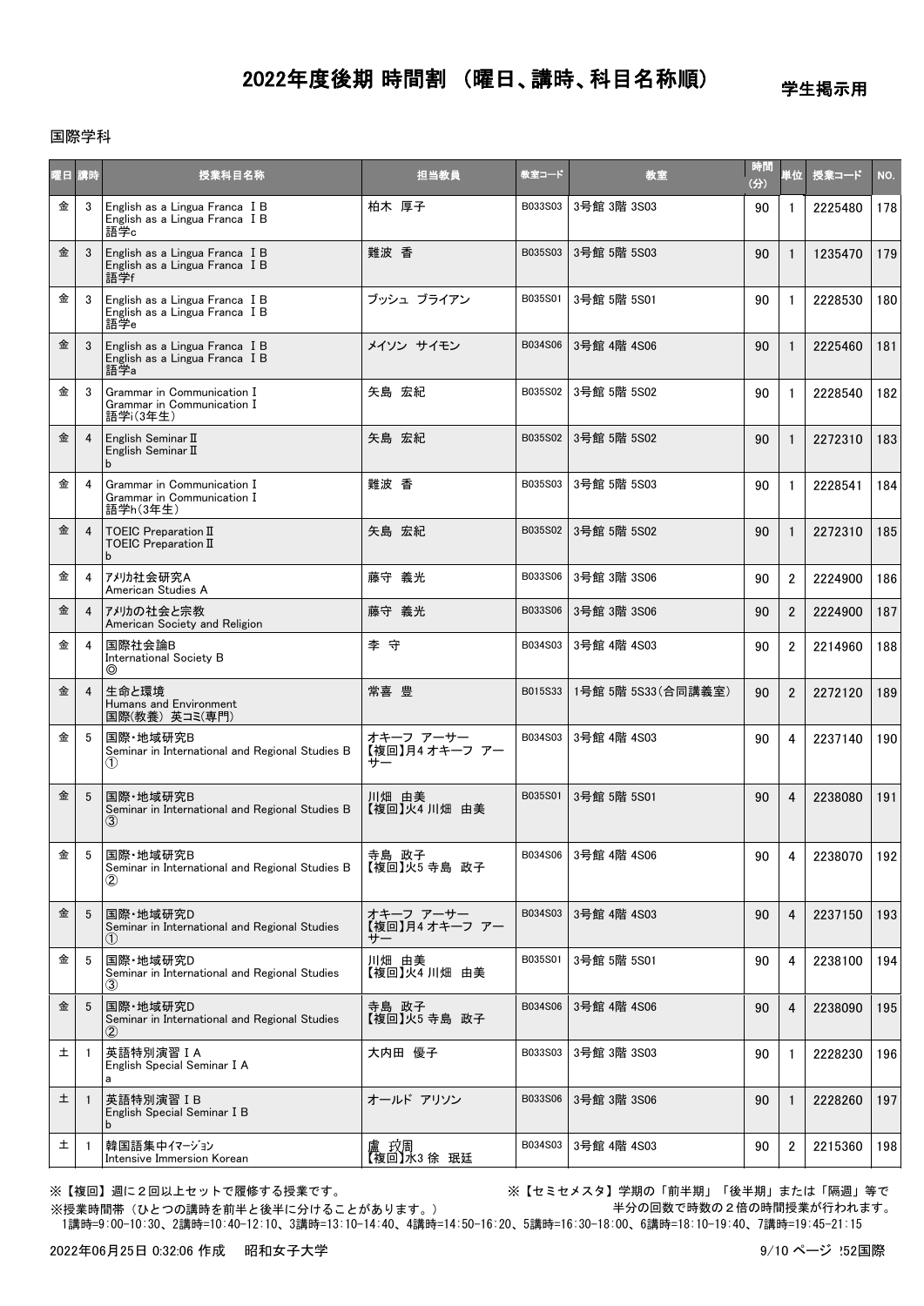# 2022年度後期 時間割 （曜日、講時、科目名称順）

学生掲示用

国際学科

| 曜日 | 講時 | 授業科目名称 | 担当教員 | 教室コード | 教室 | 時間(分) | 単位 | 授業コード | NO. |
|---|---|---|---|---|---|---|---|---|---|
| 金 | 3 | English as a Lingua Franca ⅠB<br>English as a Lingua Franca ⅠB<br>語学c | 柏木 厚子 | B033S03 | 3号館 3階 3S03 | 90 | 1 | 2225480 | 178 |
| 金 | 3 | English as a Lingua Franca ⅠB<br>English as a Lingua Franca ⅠB<br>語学f | 難波 香 | B035S03 | 3号館 5階 5S03 | 90 | 1 | 1235470 | 179 |
| 金 | 3 | English as a Lingua Franca ⅠB<br>English as a Lingua Franca ⅠB<br>語学e | ブッシュ ブライアン | B035S01 | 3号館 5階 5S01 | 90 | 1 | 2228530 | 180 |
| 金 | 3 | English as a Lingua Franca ⅠB<br>English as a Lingua Franca ⅠB<br>語学a | メイソン サイモン | B034S06 | 3号館 4階 4S06 | 90 | 1 | 2225460 | 181 |
| 金 | 3 | Grammar in Communication Ⅰ<br>Grammar in Communication Ⅰ<br>語学i(3年生) | 矢島 宏紀 | B035S02 | 3号館 5階 5S02 | 90 | 1 | 2228540 | 182 |
| 金 | 4 | English Seminar Ⅱ<br>English Seminar Ⅱ<br>b | 矢島 宏紀 | B035S02 | 3号館 5階 5S02 | 90 | 1 | 2272310 | 183 |
| 金 | 4 | Grammar in Communication Ⅰ<br>Grammar in Communication Ⅰ<br>語学h(3年生) | 難波 香 | B035S03 | 3号館 5階 5S03 | 90 | 1 | 2228541 | 184 |
| 金 | 4 | TOEIC Preparation Ⅱ<br>TOEIC Preparation Ⅱ<br>b | 矢島 宏紀 | B035S02 | 3号館 5階 5S02 | 90 | 1 | 2272310 | 185 |
| 金 | 4 | ｱﾒﾘｶ社会研究A<br>American Studies A | 藤守 義光 | B033S06 | 3号館 3階 3S06 | 90 | 2 | 2224900 | 186 |
| 金 | 4 | ｱﾒﾘｶの社会と宗教<br>American Society and Religion | 藤守 義光 | B033S06 | 3号館 3階 3S06 | 90 | 2 | 2224900 | 187 |
| 金 | 4 | 国際社会論B<br>International Society B<br>◎ | 李 守 | B034S03 | 3号館 4階 4S03 | 90 | 2 | 2214960 | 188 |
| 金 | 4 | 生命と環境<br>Humans and Environment<br>国際(教養) 英コミ(専門) | 常喜 豊 | B015S33 | 1号館 5階 5S33(合同講義室) | 90 | 2 | 2272120 | 189 |
| 金 | 5 | 国際・地域研究B<br>Seminar in International and Regional Studies B<br>① | オキーフ アーサー<br>【複回】月4 オキーフ アーサー | B034S03 | 3号館 4階 4S03 | 90 | 4 | 2237140 | 190 |
| 金 | 5 | 国際・地域研究B<br>Seminar in International and Regional Studies B<br>③ | 川畑 由美<br>【複回】火4 川畑 由美 | B035S01 | 3号館 5階 5S01 | 90 | 4 | 2238080 | 191 |
| 金 | 5 | 国際・地域研究B<br>Seminar in International and Regional Studies B<br>② | 寺島 政子<br>【複回】火5 寺島 政子 | B034S06 | 3号館 4階 4S06 | 90 | 4 | 2238070 | 192 |
| 金 | 5 | 国際・地域研究D<br>Seminar in International and Regional Studies<br>① | オキーフ アーサー<br>【複回】月4 オキーフ アーサー | B034S03 | 3号館 4階 4S03 | 90 | 4 | 2237150 | 193 |
| 金 | 5 | 国際・地域研究D<br>Seminar in International and Regional Studies<br>③ | 川畑 由美<br>【複回】火4 川畑 由美 | B035S01 | 3号館 5階 5S01 | 90 | 4 | 2238100 | 194 |
| 金 | 5 | 国際・地域研究D<br>Seminar in International and Regional Studies<br>② | 寺島 政子<br>【複回】火5 寺島 政子 | B034S06 | 3号館 4階 4S06 | 90 | 4 | 2238090 | 195 |
| 土 | 1 | 英語特別演習ⅠA<br>English Special Seminar ⅠA<br>a | 大内田 優子 | B033S03 | 3号館 3階 3S03 | 90 | 1 | 2228230 | 196 |
| 土 | 1 | 英語特別演習ⅠB<br>English Special Seminar ⅠB<br>b | オールド アリソン | B033S06 | 3号館 3階 3S06 | 90 | 1 | 2228260 | 197 |
| 土 | 1 | 韓国語集中ｲﾏｰｼﾞｮﾝ<br>Intensive Immersion Korean | 盧 玟周<br>【複回】水3 徐 珉廷 | B034S03 | 3号館 4階 4S03 | 90 | 2 | 2215360 | 198 |

※【複回】週に２回以上セットで履修する授業です。

※【セミセメスタ】学期の「前半期」「後半期」または「隔週」等で半分の回数で時数の２倍の時間授業が行われます。

※授業時間帯（ひとつの講時を前半と後半に分けることがあります。）

1講時=9:00-10:30、2講時=10:40-12:10、3講時=13:10-14:40、4講時=14:50-16:20、5講時=16:30-18:00、6講時=18:10-19:40、7講時=19:45-21:15

2022年06月25日 0:32:06 作成　昭和女子大学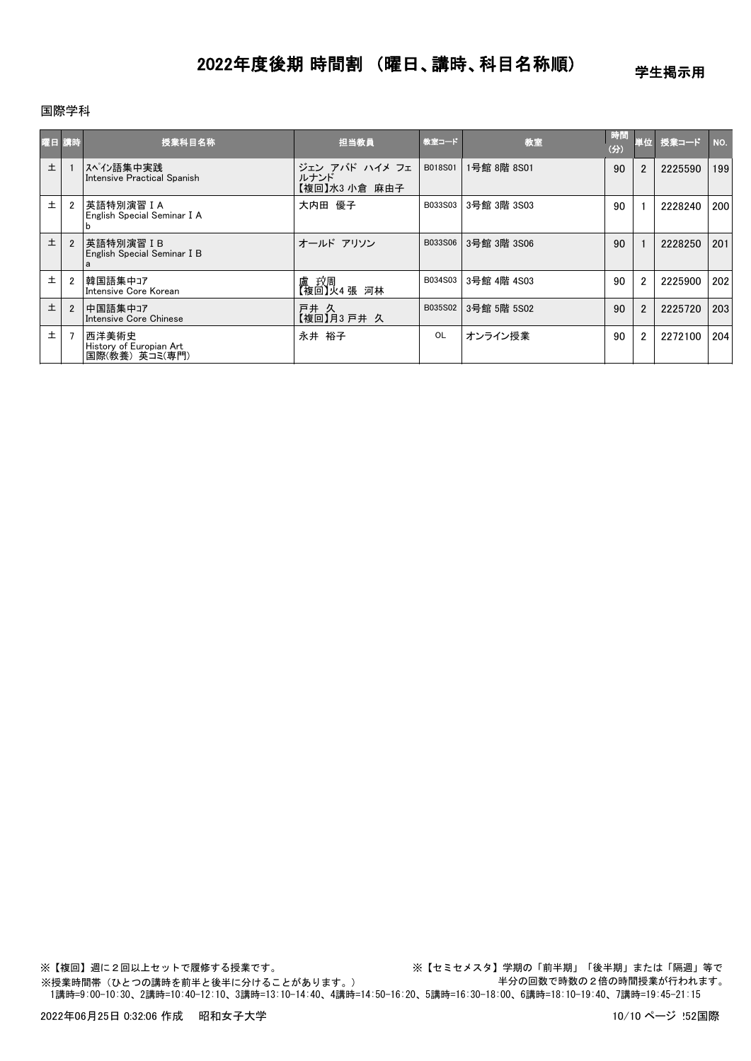# 2022年度後期 時間割 (曜日、講時、科目名称順)

学生掲示用

国際学科

| 曜日 | 講時 | 授業科目名称 | 担当教員 | 教室コード | 教室 | 時間(分) | 単位 | 授業コード | NO. |
|---|---|---|---|---|---|---|---|---|---|
| 土 | 1 | ｽﾍﾟｲﾝ語集中実践<br>Intensive Practical Spanish | ジェン アバド ハイメ フェルナンド<br>【複回】水3 小倉 麻由子 | B018S01 | 1号館 8階 8S01 | 90 | 2 | 2225590 | 199 |
| 土 | 2 | 英語特別演習ⅠA<br>English Special Seminar ⅠA<br>b | 大内田 優子 | B033S03 | 3号館 3階 3S03 | 90 | 1 | 2228240 | 200 |
| 土 | 2 | 英語特別演習ⅠB<br>English Special Seminar ⅠB<br>a | オールド アリソン | B033S06 | 3号館 3階 3S06 | 90 | 1 | 2228250 | 201 |
| 土 | 2 | 韓国語集中ｺｱ<br>Intensive Core Korean | 盧 玟周<br>【複回】火4 張 河林 | B034S03 | 3号館 4階 4S03 | 90 | 2 | 2225900 | 202 |
| 土 | 2 | 中国語集中ｺｱ<br>Intensive Core Chinese | 戸井 久<br>【複回】月3 戸井 久 | B035S02 | 3号館 5階 5S02 | 90 | 2 | 2225720 | 203 |
| 土 | 7 | 西洋美術史<br>History of Europian Art<br>国際(教養) 英コミ(専門) | 永井 裕子 | OL | オンライン授業 | 90 | 2 | 2272100 | 204 |

※【複回】週に２回以上セットで履修する授業です。

※【セミセメスタ】学期の「前半期」「後半期」または「隔週」等で半分の回数で時数の２倍の時間授業が行われます。

※授業時間帯（ひとつの講時を前半と後半に分けることがあります。）
1講時=9:00-10:30、2講時=10:40-12:10、3講時=13:10-14:40、4講時=14:50-16:20、5講時=16:30-18:00、6講時=18:10-19:40、7講時=19:45-21:15

2022年06月25日 0:32:06 作成　昭和女子大学